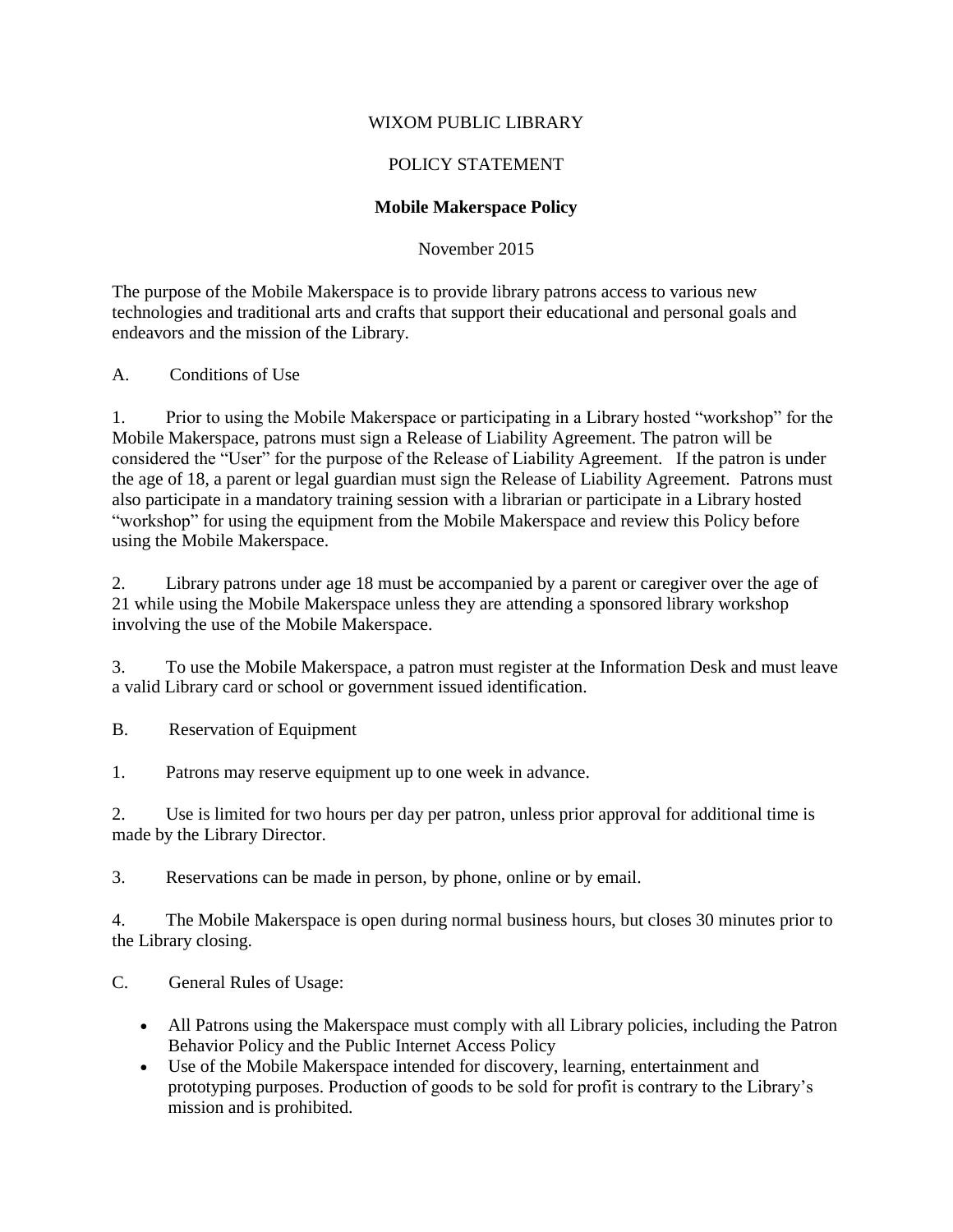WIXOM PUBLIC LIBRARY

POLICY STATEMENT

# Mobile Makerspace Policy

November 2015

The purpose of the Mobile Makerspace is to provide library patrons access to various new technologies and traditional arts and crafts that support their educational and personal goals and endeavors and the mission of the Library.

## A. Conditions of Use

1. Prior to using the Mobile Makerspace or participating in a Library hosted "workshop" for the Mobile Makerspace, patrons must sign a Release of Liability Agreement. The patron will be considered the "User" for the purpose of the Release of Liability Agreement. If the patron is under the age of 18, a parent or legal guardian must sign the Release of Liability Agreement. Patrons must also participate in a mandatory training session with a librarian or participate in a Library hosted "workshop" for using the equipment from the Mobile Makerspace and review this Policy before using the Mobile Makerspace.

2. Library patrons under age 18 must be accompanied by a parent or caregiver over the age of 21 while using the Mobile Makerspace unless they are attending a sponsored library workshop involving the use of the Mobile Makerspace.

3. To use the Mobile Makerspace, a patron must register at the Information Desk and must leave a valid Library card or school or government issued identification.

## B. Reservation of Equipment

1. Patrons may reserve equipment up to one week in advance.

2. Use is limited for two hours per day per patron, unless prior approval for additional time is made by the Library Director.

3. Reservations can be made in person, by phone, online or by email.

4. The Mobile Makerspace is open during normal business hours, but closes 30 minutes prior to the Library closing.

## C. General Rules of Usage:

- All Patrons using the Makerspace must comply with all Library policies, including the Patron Behavior Policy and the Public Internet Access Policy
- Use of the Mobile Makerspace intended for discovery, learning, entertainment and prototyping purposes. Production of goods to be sold for profit is contrary to the Library's mission and is prohibited.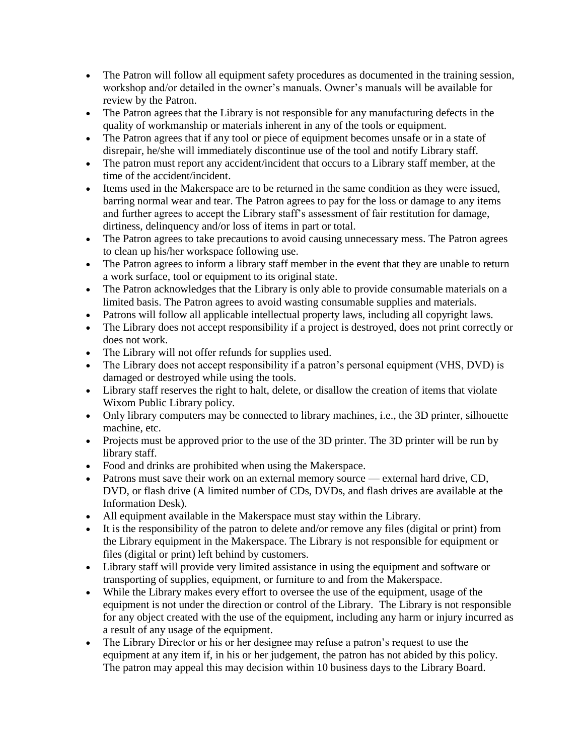- The Patron will follow all equipment safety procedures as documented in the training session, workshop and/or detailed in the owner's manuals. Owner's manuals will be available for review by the Patron.
- The Patron agrees that the Library is not responsible for any manufacturing defects in the quality of workmanship or materials inherent in any of the tools or equipment.
- The Patron agrees that if any tool or piece of equipment becomes unsafe or in a state of disrepair, he/she will immediately discontinue use of the tool and notify Library staff.
- The patron must report any accident/incident that occurs to a Library staff member, at the time of the accident/incident.
- Items used in the Makerspace are to be returned in the same condition as they were issued, barring normal wear and tear. The Patron agrees to pay for the loss or damage to any items and further agrees to accept the Library staff's assessment of fair restitution for damage, dirtiness, delinquency and/or loss of items in part or total.
- The Patron agrees to take precautions to avoid causing unnecessary mess. The Patron agrees to clean up his/her workspace following use.
- The Patron agrees to inform a library staff member in the event that they are unable to return a work surface, tool or equipment to its original state.
- The Patron acknowledges that the Library is only able to provide consumable materials on a limited basis. The Patron agrees to avoid wasting consumable supplies and materials.
- Patrons will follow all applicable intellectual property laws, including all copyright laws.
- The Library does not accept responsibility if a project is destroyed, does not print correctly or does not work.
- The Library will not offer refunds for supplies used.
- The Library does not accept responsibility if a patron's personal equipment (VHS, DVD) is damaged or destroyed while using the tools.
- Library staff reserves the right to halt, delete, or disallow the creation of items that violate Wixom Public Library policy.
- Only library computers may be connected to library machines, i.e., the 3D printer, silhouette machine, etc.
- Projects must be approved prior to the use of the 3D printer. The 3D printer will be run by library staff.
- Food and drinks are prohibited when using the Makerspace.
- Patrons must save their work on an external memory source — external hard drive, CD, DVD, or flash drive (A limited number of CDs, DVDs, and flash drives are available at the Information Desk).
- All equipment available in the Makerspace must stay within the Library.
- It is the responsibility of the patron to delete and/or remove any files (digital or print) from the Library equipment in the Makerspace. The Library is not responsible for equipment or files (digital or print) left behind by customers.
- Library staff will provide very limited assistance in using the equipment and software or transporting of supplies, equipment, or furniture to and from the Makerspace.
- While the Library makes every effort to oversee the use of the equipment, usage of the equipment is not under the direction or control of the Library. The Library is not responsible for any object created with the use of the equipment, including any harm or injury incurred as a result of any usage of the equipment.
- The Library Director or his or her designee may refuse a patron's request to use the equipment at any item if, in his or her judgement, the patron has not abided by this policy. The patron may appeal this may decision within 10 business days to the Library Board.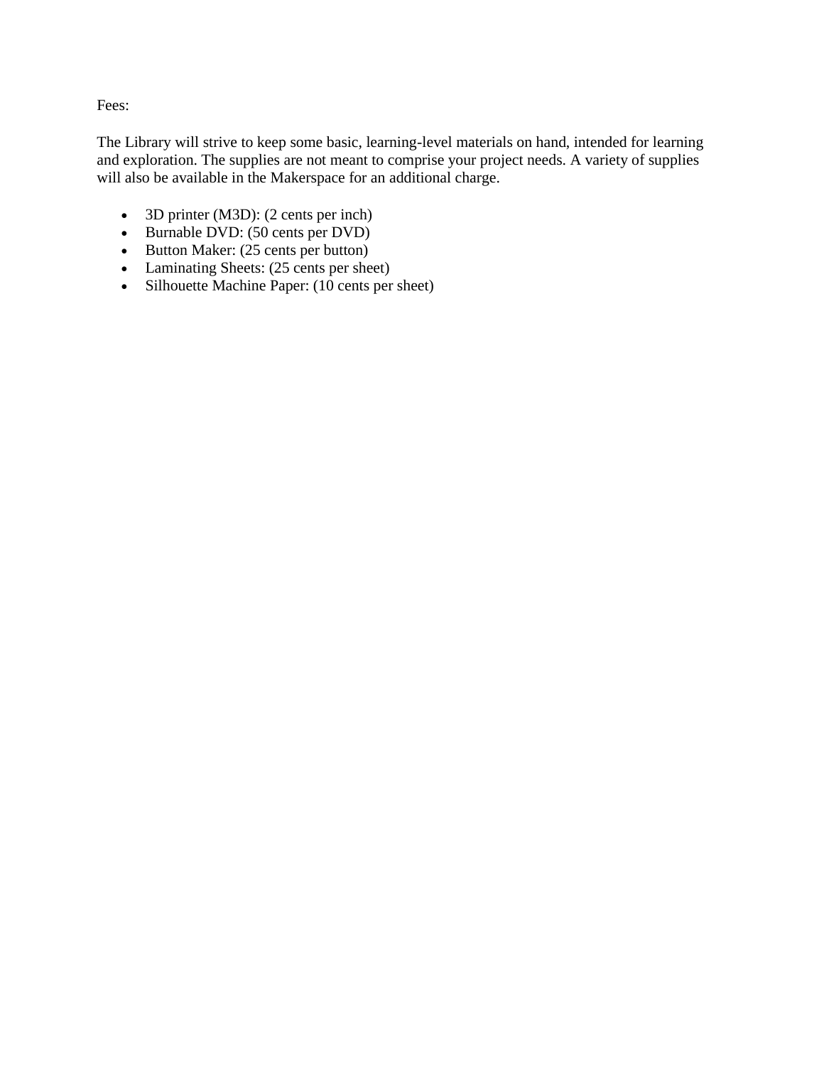Fees:

The Library will strive to keep some basic, learning-level materials on hand, intended for learning and exploration. The supplies are not meant to comprise your project needs. A variety of supplies will also be available in the Makerspace for an additional charge.

- 3D printer (M3D): (2 cents per inch)
- Burnable DVD: (50 cents per DVD)
- Button Maker: (25 cents per button)
- Laminating Sheets: (25 cents per sheet)
- Silhouette Machine Paper: (10 cents per sheet)